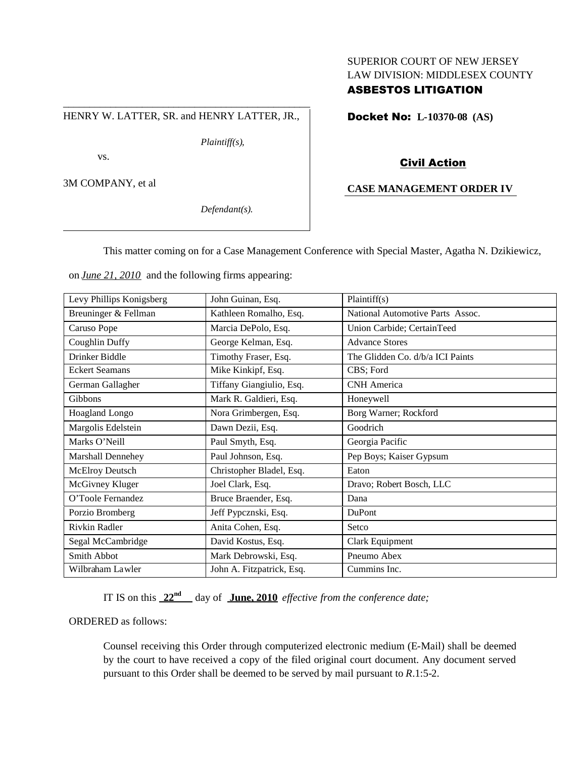SUPERIOR COURT OF NEW JERSEY
LAW DIVISION: MIDDLESEX COUNTY
**ASBESTOS LITIGATION**

HENRY W. LATTER, SR. and HENRY LATTER, JR.,

*Plaintiff(s),*

vs.

3M COMPANY, et al

*Defendant(s).*

**Docket No: L-10370-08 (AS)**

**Civil Action**

**CASE MANAGEMENT ORDER IV**

This matter coming on for a Case Management Conference with Special Master, Agatha N. Dzikiewicz, on *June 21, 2010* and the following firms appearing:

| | | |
|---|---|---|
| Levy Phillips Konigsberg | John Guinan, Esq. | Plaintiff(s) |
| Breuninger & Fellman | Kathleen Romalho, Esq. | National Automotive Parts Assoc. |
| Caruso Pope | Marcia DePolo, Esq. | Union Carbide; CertainTeed |
| Coughlin Duffy | George Kelman, Esq. | Advance Stores |
| Drinker Biddle | Timothy Fraser, Esq. | The Glidden Co. d/b/a ICI Paints |
| Eckert Seamans | Mike Kinkipf, Esq. | CBS; Ford |
| German Gallagher | Tiffany Giangiulio, Esq. | CNH America |
| Gibbons | Mark R. Galdieri, Esq. | Honeywell |
| Hoagland Longo | Nora Grimbergen, Esq. | Borg Warner; Rockford |
| Margolis Edelstein | Dawn Dezii, Esq. | Goodrich |
| Marks O'Neill | Paul Smyth, Esq. | Georgia Pacific |
| Marshall Dennehey | Paul Johnson, Esq. | Pep Boys; Kaiser Gypsum |
| McElroy Deutsch | Christopher Bladel, Esq. | Eaton |
| McGivney Kluger | Joel Clark, Esq. | Dravo; Robert Bosch, LLC |
| O'Toole Fernandez | Bruce Braender, Esq. | Dana |
| Porzio Bromberg | Jeff Pypcznski, Esq. | DuPont |
| Rivkin Radler | Anita Cohen, Esq. | Setco |
| Segal McCambridge | David Kostus, Esq. | Clark Equipment |
| Smith Abbot | Mark Debrowski, Esq. | Pneumo Abex |
| Wilbraham Lawler | John A. Fitzpatrick, Esq. | Cummins Inc. |

IT IS on this **22nd** day of **June, 2010** *effective from the conference date;*

ORDERED as follows:

Counsel receiving this Order through computerized electronic medium (E-Mail) shall be deemed by the court to have received a copy of the filed original court document. Any document served pursuant to this Order shall be deemed to be served by mail pursuant to *R*.1:5-2.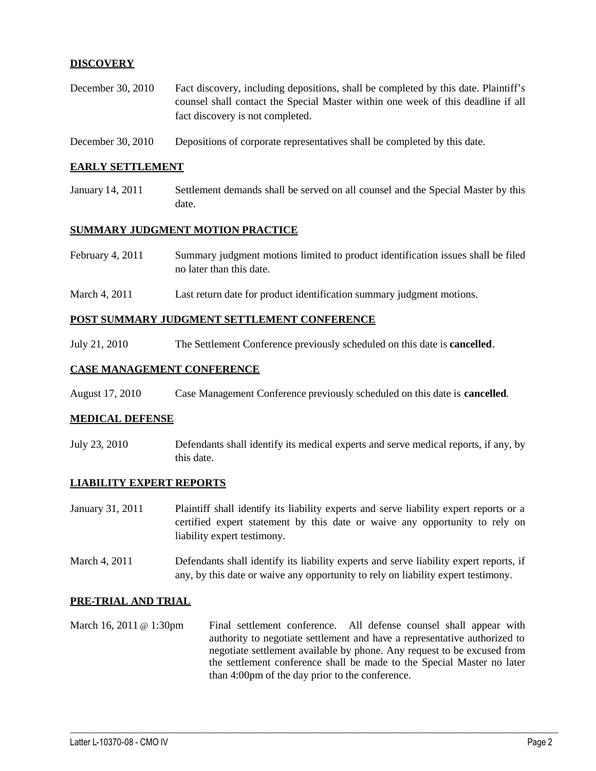**DISCOVERY**

December 30, 2010 Fact discovery, including depositions, shall be completed by this date. Plaintiff's counsel shall contact the Special Master within one week of this deadline if all fact discovery is not completed.

December 30, 2010 Depositions of corporate representatives shall be completed by this date.

**EARLY SETTLEMENT**

January 14, 2011 Settlement demands shall be served on all counsel and the Special Master by this date.

**SUMMARY JUDGMENT MOTION PRACTICE**

February 4, 2011 Summary judgment motions limited to product identification issues shall be filed no later than this date.

March 4, 2011 Last return date for product identification summary judgment motions.

**POST SUMMARY JUDGMENT SETTLEMENT CONFERENCE**

July 21, 2010 The Settlement Conference previously scheduled on this date is **cancelled**.

**CASE MANAGEMENT CONFERENCE**

August 17, 2010 Case Management Conference previously scheduled on this date is **cancelled**.

**MEDICAL DEFENSE**

July 23, 2010 Defendants shall identify its medical experts and serve medical reports, if any, by this date.

**LIABILITY EXPERT REPORTS**

January 31, 2011 Plaintiff shall identify its liability experts and serve liability expert reports or a certified expert statement by this date or waive any opportunity to rely on liability expert testimony.

March 4, 2011 Defendants shall identify its liability experts and serve liability expert reports, if any, by this date or waive any opportunity to rely on liability expert testimony.

**PRE-TRIAL AND TRIAL**

March 16, 2011 @ 1:30pm Final settlement conference. All defense counsel shall appear with authority to negotiate settlement and have a representative authorized to negotiate settlement available by phone. Any request to be excused from the settlement conference shall be made to the Special Master no later than 4:00pm of the day prior to the conference.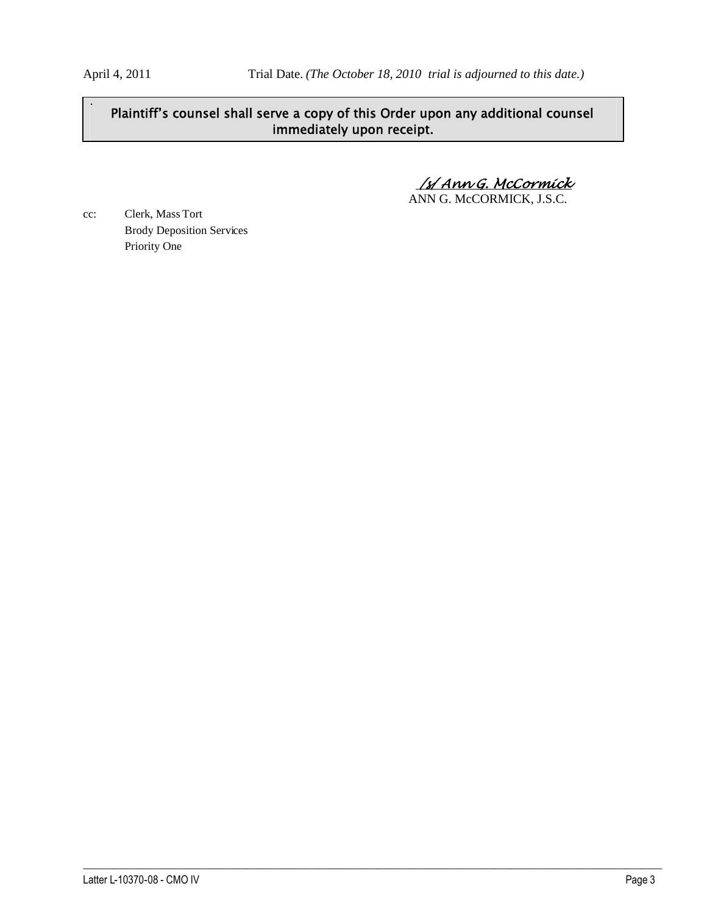April 4, 2011 Trial Date. *(The October 18, 2010 trial is adjourned to this date.)*

**Plaintiff's counsel shall serve a copy of this Order upon any additional counsel immediately upon receipt.**

*/s/ Ann G. McCormick*
ANN G. McCORMICK, J.S.C.

cc: Clerk, Mass Tort
Brody Deposition Services
Priority One